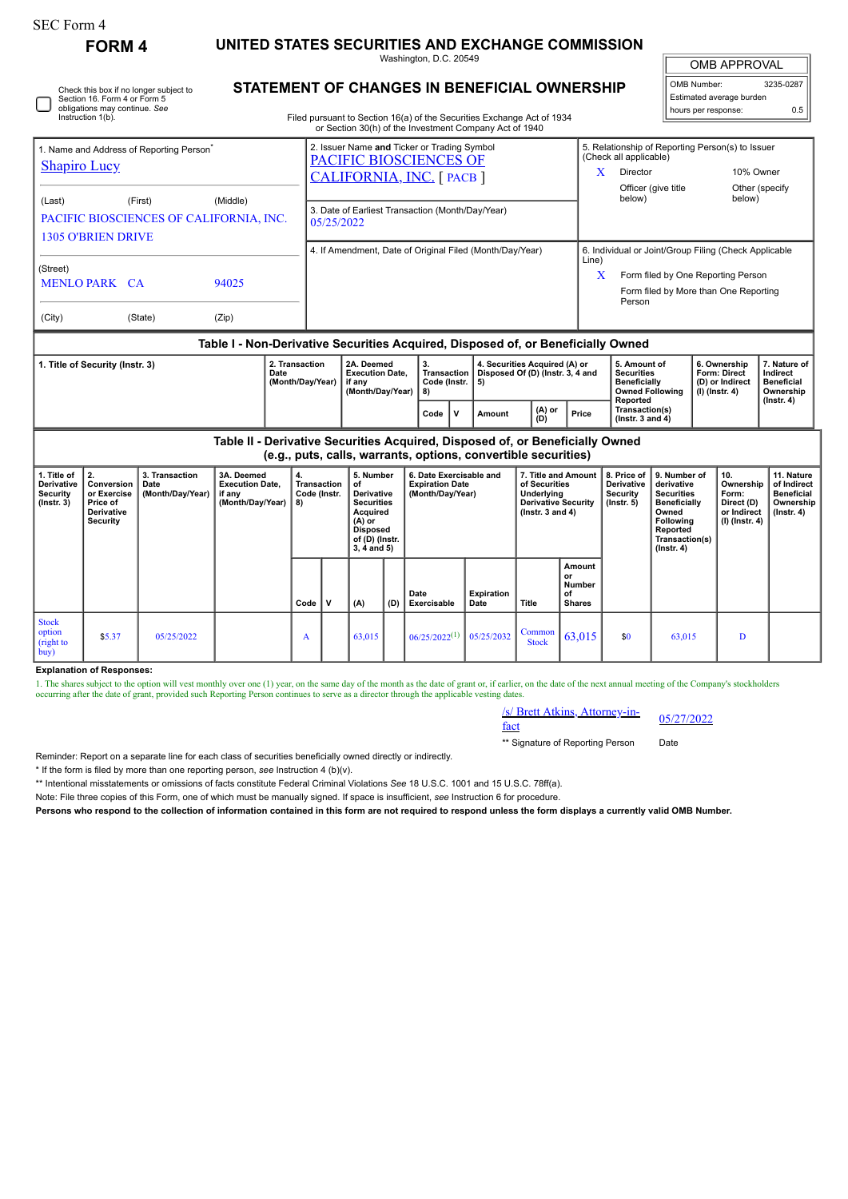SEC Form 4

# FORM 4

# UNITED STATES SECURITIES AND EXCHANGE COMMISSION

Washington, D.C. 20549

## STATEMENT OF CHANGES IN BENEFICIAL OWNERSHIP

Filed pursuant to Section 16(a) of the Securities Exchange Act of 1934 or Section 30(h) of the Investment Company Act of 1940

☐ Check this box if no longer subject to Section 16. Form 4 or Form 5 obligations may continue. *See* Instruction 1(b).

| OMB APPROVAL | |
|---|---|
| OMB Number: | 3235-0287 |
| Estimated average burden | |
| hours per response: | 0.5 |

1. Name and Address of Reporting Person*
Shapiro Lucy

(Last) (First) (Middle)
PACIFIC BIOSCIENCES OF CALIFORNIA, INC.
1305 O'BRIEN DRIVE

(Street)
MENLO PARK CA 94025

(City) (State) (Zip)

2. Issuer Name **and** Ticker or Trading Symbol
PACIFIC BIOSCIENCES OF CALIFORNIA, INC. [ PACB ]

3. Date of Earliest Transaction (Month/Day/Year)
05/25/2022

4. If Amendment, Date of Original Filed (Month/Day/Year)

5. Relationship of Reporting Person(s) to Issuer (Check all applicable)
X Director
10% Owner
Officer (give title below)
Other (specify below)

6. Individual or Joint/Group Filing (Check Applicable Line)
X Form filed by One Reporting Person
Form filed by More than One Reporting Person

### Table I - Non-Derivative Securities Acquired, Disposed of, or Beneficially Owned

| 1. Title of Security (Instr. 3) | 2. Transaction Date (Month/Day/Year) | 2A. Deemed Execution Date, if any (Month/Day/Year) | 3. Transaction Code (Instr. 8) | | 4. Securities Acquired (A) or Disposed Of (D) (Instr. 3, 4 and 5) | | | 5. Amount of Securities Beneficially Owned Following Reported Transaction(s) (Instr. 3 and 4) | 6. Ownership Form: Direct (D) or Indirect (I) (Instr. 4) | 7. Nature of Indirect Beneficial Ownership (Instr. 4) |
|---|---|---|---|---|---|---|---|---|---|---|
| | | | Code | V | Amount | (A) or (D) | Price | | | |

### Table II - Derivative Securities Acquired, Disposed of, or Beneficially Owned (e.g., puts, calls, warrants, options, convertible securities)

| 1. Title of Derivative Security (Instr. 3) | 2. Conversion or Exercise Price of Derivative Security | 3. Transaction Date (Month/Day/Year) | 3A. Deemed Execution Date, if any (Month/Day/Year) | 4. Transaction Code (Instr. 8) | | 5. Number of Derivative Securities Acquired (A) or Disposed of (D) (Instr. 3, 4 and 5) | | 6. Date Exercisable and Expiration Date (Month/Day/Year) | | 7. Title and Amount of Securities Underlying Derivative Security (Instr. 3 and 4) | | 8. Price of Derivative Security (Instr. 5) | 9. Number of derivative Securities Beneficially Owned Following Reported Transaction(s) (Instr. 4) | 10. Ownership Form: Direct (D) or Indirect (I) (Instr. 4) | 11. Nature of Indirect Beneficial Ownership (Instr. 4) |
|---|---|---|---|---|---|---|---|---|---|---|---|---|---|---|---|
| | | | | Code | V | (A) | (D) | Date Exercisable | Expiration Date | Title | Amount or Number of Shares | | | | |
| Stock option (right to buy) | $5.37 | 05/25/2022 | | A | | 63,015 | | 06/25/2022[(1)] | 05/25/2032 | Common Stock | 63,015 | $0 | 63,015 | D | |

**Explanation of Responses:**

1. The shares subject to the option will vest monthly over one (1) year, on the same day of the month as the date of grant or, if earlier, on the date of the next annual meeting of the Company's stockholders occurring after the date of grant, provided such Reporting Person continues to serve as a director through the applicable vesting dates.

/s/ Brett Atkins, Attorney-in-fact — 05/27/2022

** Signature of Reporting Person — Date

Reminder: Report on a separate line for each class of securities beneficially owned directly or indirectly.

* If the form is filed by more than one reporting person, *see* Instruction 4 (b)(v).

** Intentional misstatements or omissions of facts constitute Federal Criminal Violations *See* 18 U.S.C. 1001 and 15 U.S.C. 78ff(a).

Note: File three copies of this Form, one of which must be manually signed. If space is insufficient, *see* Instruction 6 for procedure.

**Persons who respond to the collection of information contained in this form are not required to respond unless the form displays a currently valid OMB Number.**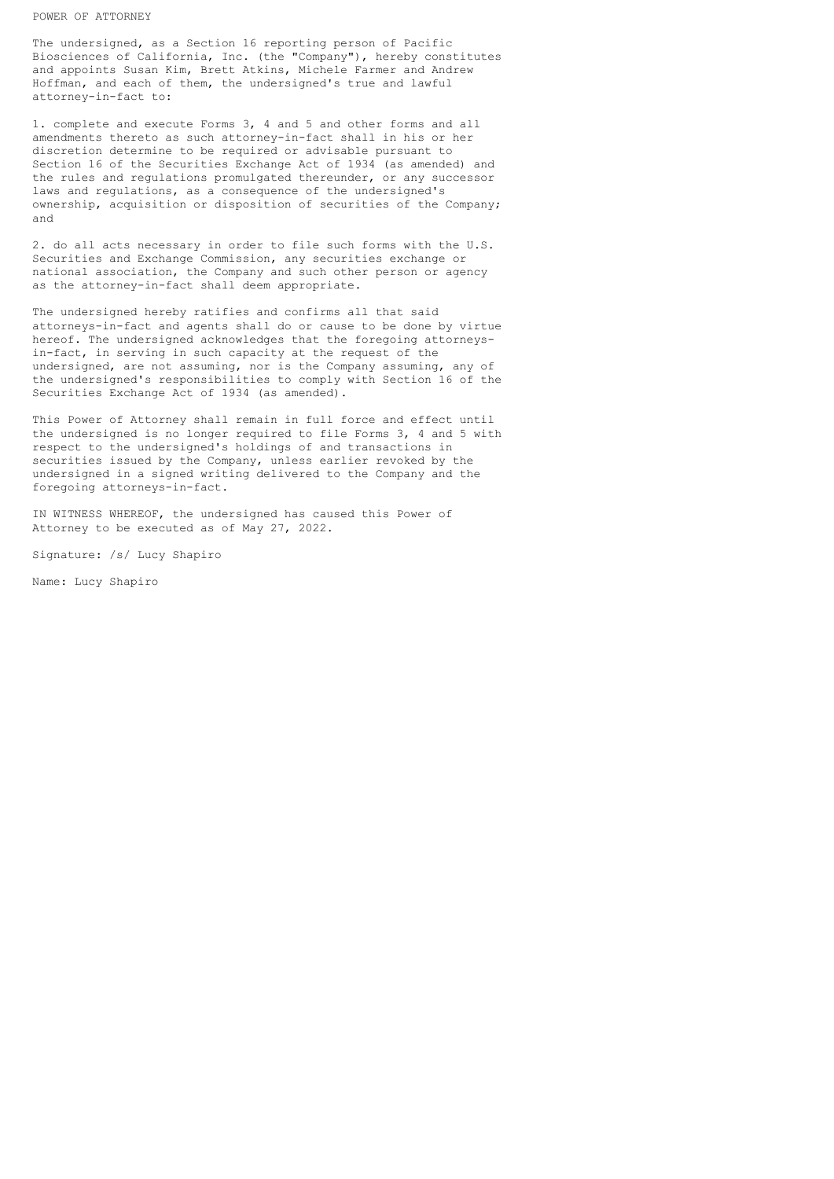# POWER OF ATTORNEY

The undersigned, as a Section 16 reporting person of Pacific Biosciences of California, Inc. (the "Company"), hereby constitutes and appoints Susan Kim, Brett Atkins, Michele Farmer and Andrew Hoffman, and each of them, the undersigned's true and lawful attorney-in-fact to:

1. complete and execute Forms 3, 4 and 5 and other forms and all amendments thereto as such attorney-in-fact shall in his or her discretion determine to be required or advisable pursuant to Section 16 of the Securities Exchange Act of 1934 (as amended) and the rules and regulations promulgated thereunder, or any successor laws and regulations, as a consequence of the undersigned's ownership, acquisition or disposition of securities of the Company; and

2. do all acts necessary in order to file such forms with the U.S. Securities and Exchange Commission, any securities exchange or national association, the Company and such other person or agency as the attorney-in-fact shall deem appropriate.

The undersigned hereby ratifies and confirms all that said attorneys-in-fact and agents shall do or cause to be done by virtue hereof. The undersigned acknowledges that the foregoing attorneys-in-fact, in serving in such capacity at the request of the undersigned, are not assuming, nor is the Company assuming, any of the undersigned's responsibilities to comply with Section 16 of the Securities Exchange Act of 1934 (as amended).

This Power of Attorney shall remain in full force and effect until the undersigned is no longer required to file Forms 3, 4 and 5 with respect to the undersigned's holdings of and transactions in securities issued by the Company, unless earlier revoked by the undersigned in a signed writing delivered to the Company and the foregoing attorneys-in-fact.

IN WITNESS WHEREOF, the undersigned has caused this Power of Attorney to be executed as of May 27, 2022.

Signature: /s/ Lucy Shapiro

Name: Lucy Shapiro